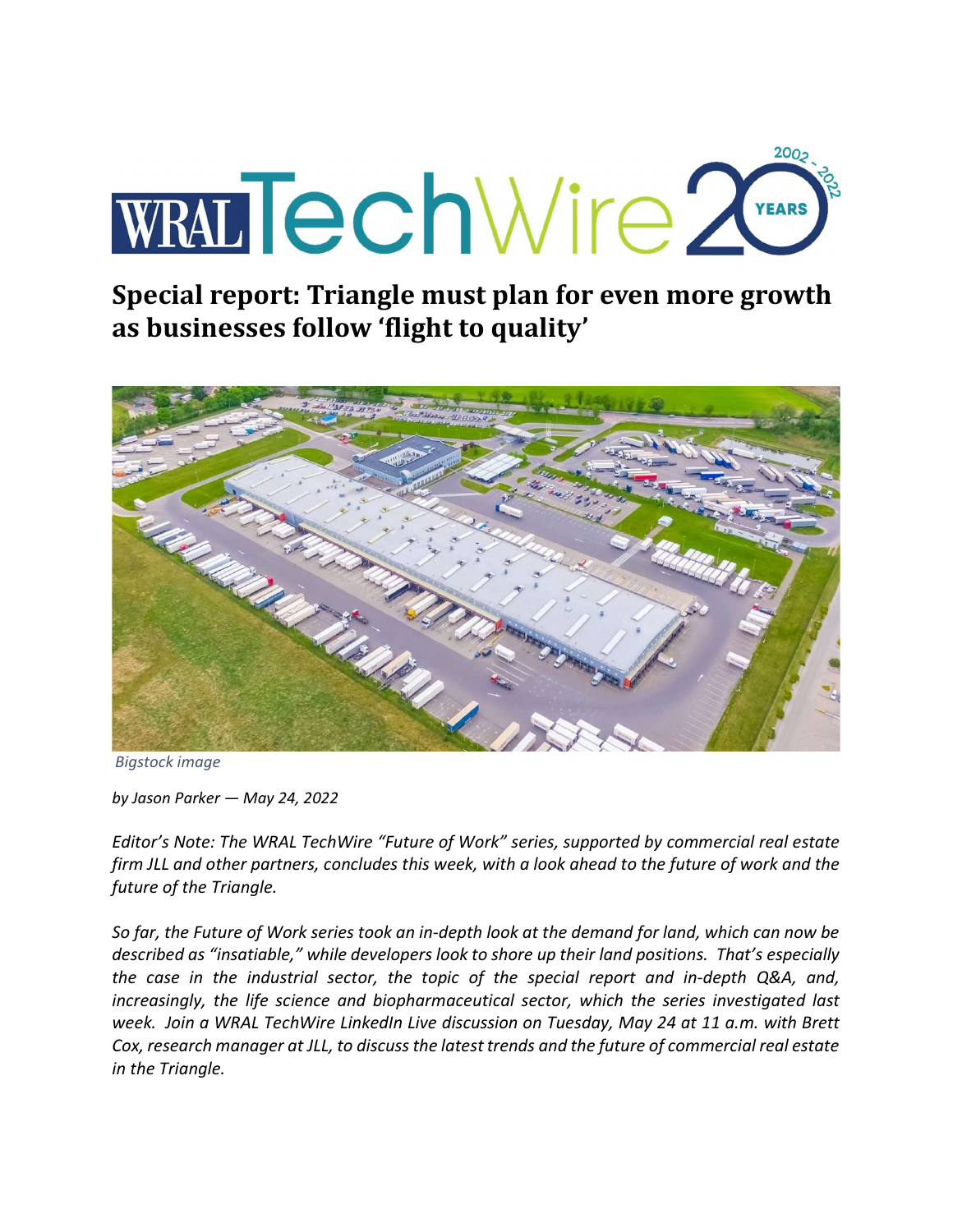# Special report: Triangle must plan for even more growth as businesses follow 'flight to quality'

*Bigstock image*

*by Jason Parker — May 24, 2022*

*Editor's Note: The WRAL TechWire "Future of Work" series, supported by commercial real estate firm JLL and other partners, concludes this week, with a look ahead to the future of work and the future of the Triangle.*

*So far, the Future of Work series took an in-depth look at the demand for land, which can now be described as "insatiable," while developers look to shore up their land positions. That's especially the case in the industrial sector, the topic of the special report and in-depth Q&A, and, increasingly, the life science and biopharmaceutical sector, which the series investigated last week. Join a WRAL TechWire LinkedIn Live discussion on Tuesday, May 24 at 11 a.m. with Brett Cox, research manager at JLL, to discuss the latest trends and the future of commercial real estate in the Triangle.*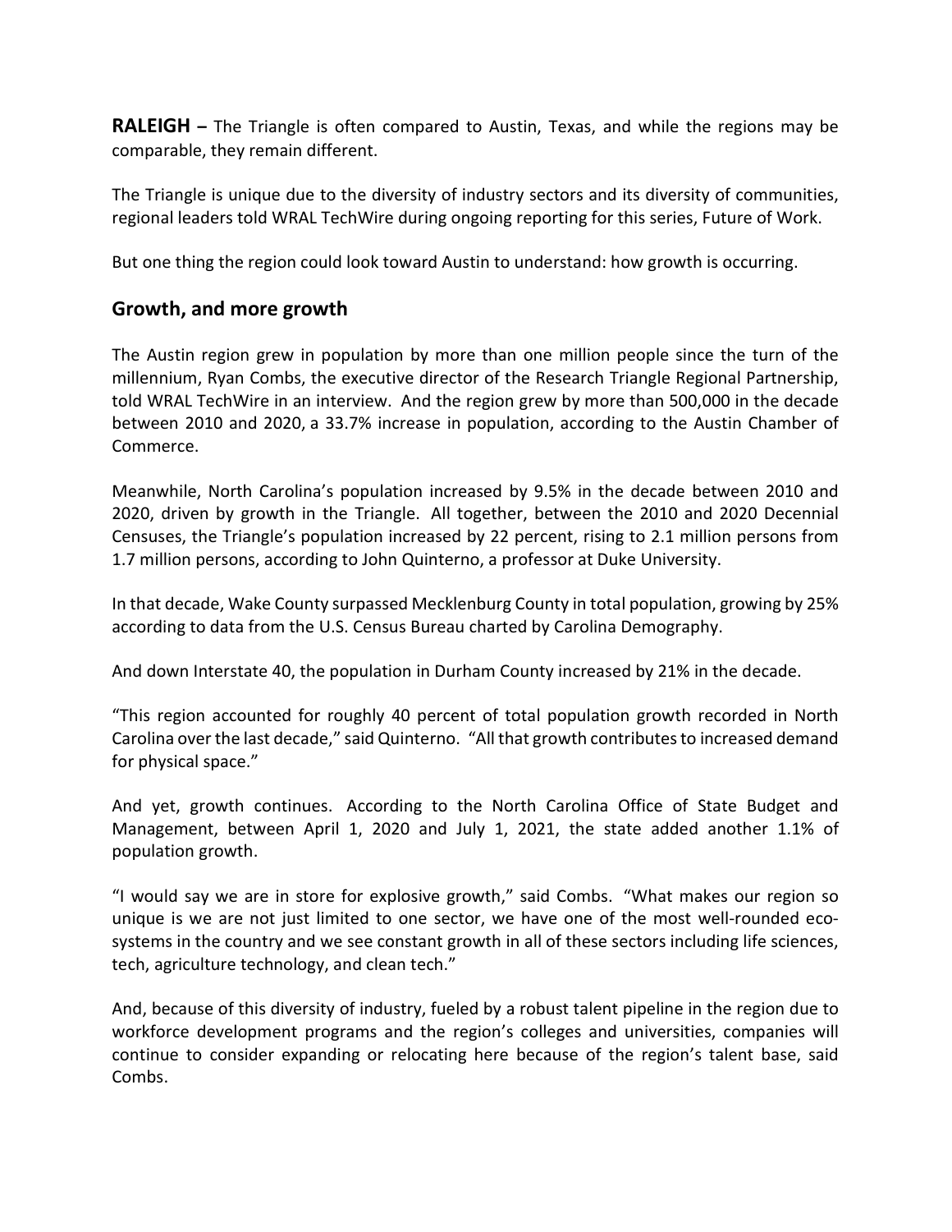**RALEIGH –** The Triangle is often compared to Austin, Texas, and while the regions may be comparable, they remain different.

The Triangle is unique due to the diversity of industry sectors and its diversity of communities, regional leaders told WRAL TechWire during ongoing reporting for this series, Future of Work.

But one thing the region could look toward Austin to understand: how growth is occurring.

## Growth, and more growth

The Austin region grew in population by more than one million people since the turn of the millennium, Ryan Combs, the executive director of the Research Triangle Regional Partnership, told WRAL TechWire in an interview. And the region grew by more than 500,000 in the decade between 2010 and 2020, a 33.7% increase in population, according to the Austin Chamber of Commerce.

Meanwhile, North Carolina's population increased by 9.5% in the decade between 2010 and 2020, driven by growth in the Triangle. All together, between the 2010 and 2020 Decennial Censuses, the Triangle's population increased by 22 percent, rising to 2.1 million persons from 1.7 million persons, according to John Quinterno, a professor at Duke University.

In that decade, Wake County surpassed Mecklenburg County in total population, growing by 25% according to data from the U.S. Census Bureau charted by Carolina Demography.

And down Interstate 40, the population in Durham County increased by 21% in the decade.

"This region accounted for roughly 40 percent of total population growth recorded in North Carolina over the last decade," said Quinterno. "All that growth contributes to increased demand for physical space."

And yet, growth continues. According to the North Carolina Office of State Budget and Management, between April 1, 2020 and July 1, 2021, the state added another 1.1% of population growth.

"I would say we are in store for explosive growth," said Combs. "What makes our region so unique is we are not just limited to one sector, we have one of the most well-rounded eco-systems in the country and we see constant growth in all of these sectors including life sciences, tech, agriculture technology, and clean tech."

And, because of this diversity of industry, fueled by a robust talent pipeline in the region due to workforce development programs and the region's colleges and universities, companies will continue to consider expanding or relocating here because of the region's talent base, said Combs.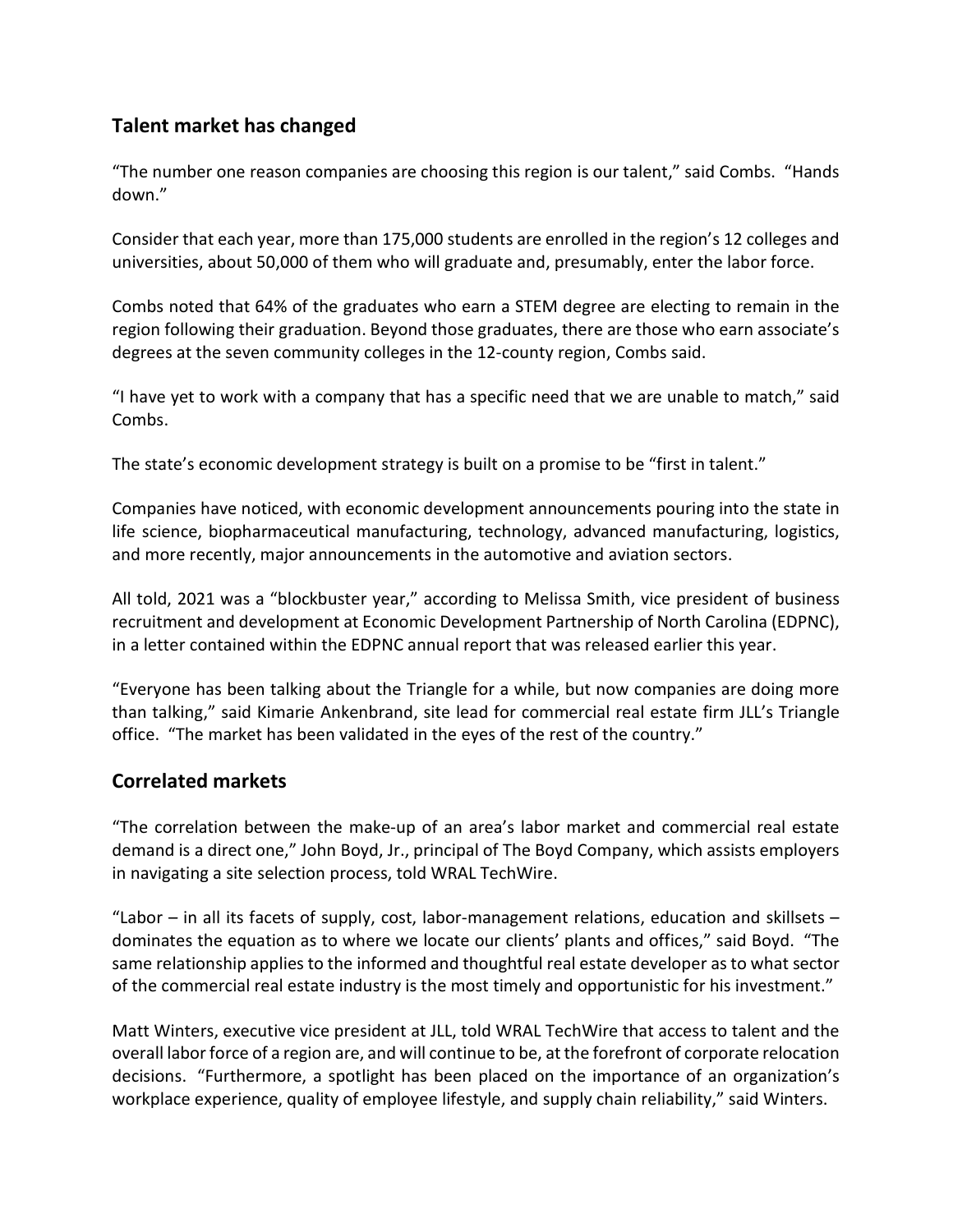## Talent market has changed

"The number one reason companies are choosing this region is our talent," said Combs. "Hands down."

Consider that each year, more than 175,000 students are enrolled in the region's 12 colleges and universities, about 50,000 of them who will graduate and, presumably, enter the labor force.

Combs noted that 64% of the graduates who earn a STEM degree are electing to remain in the region following their graduation. Beyond those graduates, there are those who earn associate's degrees at the seven community colleges in the 12-county region, Combs said.

"I have yet to work with a company that has a specific need that we are unable to match," said Combs.

The state's economic development strategy is built on a promise to be "first in talent."

Companies have noticed, with economic development announcements pouring into the state in life science, biopharmaceutical manufacturing, technology, advanced manufacturing, logistics, and more recently, major announcements in the automotive and aviation sectors.

All told, 2021 was a "blockbuster year," according to Melissa Smith, vice president of business recruitment and development at Economic Development Partnership of North Carolina (EDPNC), in a letter contained within the EDPNC annual report that was released earlier this year.

"Everyone has been talking about the Triangle for a while, but now companies are doing more than talking," said Kimarie Ankenbrand, site lead for commercial real estate firm JLL's Triangle office. "The market has been validated in the eyes of the rest of the country."

## Correlated markets

"The correlation between the make-up of an area's labor market and commercial real estate demand is a direct one," John Boyd, Jr., principal of The Boyd Company, which assists employers in navigating a site selection process, told WRAL TechWire.

"Labor – in all its facets of supply, cost, labor-management relations, education and skillsets – dominates the equation as to where we locate our clients' plants and offices," said Boyd. "The same relationship applies to the informed and thoughtful real estate developer as to what sector of the commercial real estate industry is the most timely and opportunistic for his investment."

Matt Winters, executive vice president at JLL, told WRAL TechWire that access to talent and the overall labor force of a region are, and will continue to be, at the forefront of corporate relocation decisions. "Furthermore, a spotlight has been placed on the importance of an organization's workplace experience, quality of employee lifestyle, and supply chain reliability," said Winters.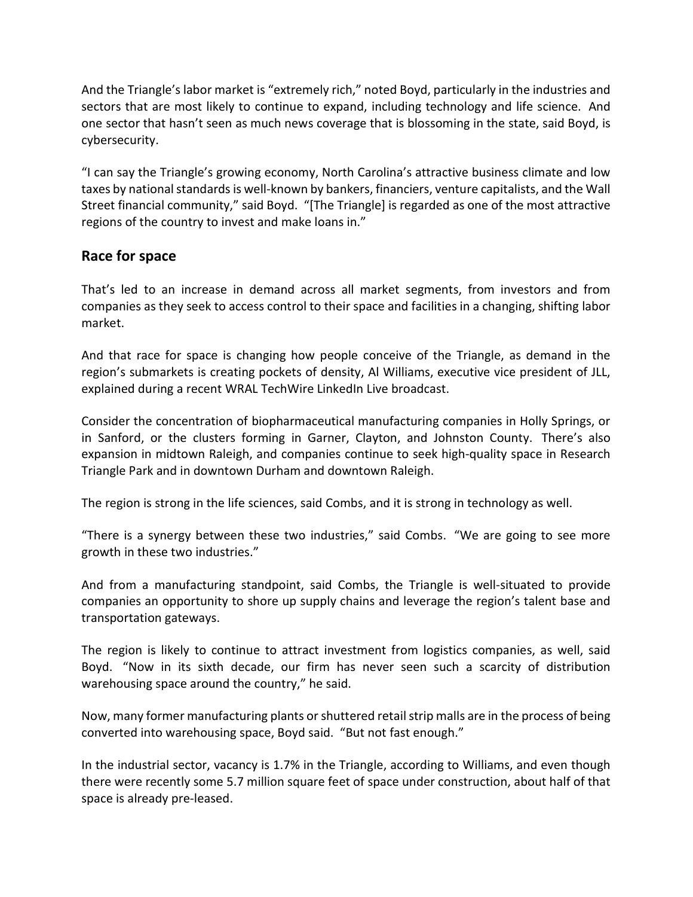And the Triangle's labor market is "extremely rich," noted Boyd, particularly in the industries and sectors that are most likely to continue to expand, including technology and life science. And one sector that hasn't seen as much news coverage that is blossoming in the state, said Boyd, is cybersecurity.

"I can say the Triangle's growing economy, North Carolina's attractive business climate and low taxes by national standards is well-known by bankers, financiers, venture capitalists, and the Wall Street financial community," said Boyd. "[The Triangle] is regarded as one of the most attractive regions of the country to invest and make loans in."

## Race for space

That's led to an increase in demand across all market segments, from investors and from companies as they seek to access control to their space and facilities in a changing, shifting labor market.

And that race for space is changing how people conceive of the Triangle, as demand in the region's submarkets is creating pockets of density, Al Williams, executive vice president of JLL, explained during a recent WRAL TechWire LinkedIn Live broadcast.

Consider the concentration of biopharmaceutical manufacturing companies in Holly Springs, or in Sanford, or the clusters forming in Garner, Clayton, and Johnston County. There's also expansion in midtown Raleigh, and companies continue to seek high-quality space in Research Triangle Park and in downtown Durham and downtown Raleigh.

The region is strong in the life sciences, said Combs, and it is strong in technology as well.

"There is a synergy between these two industries," said Combs. "We are going to see more growth in these two industries."

And from a manufacturing standpoint, said Combs, the Triangle is well-situated to provide companies an opportunity to shore up supply chains and leverage the region's talent base and transportation gateways.

The region is likely to continue to attract investment from logistics companies, as well, said Boyd. "Now in its sixth decade, our firm has never seen such a scarcity of distribution warehousing space around the country," he said.

Now, many former manufacturing plants or shuttered retail strip malls are in the process of being converted into warehousing space, Boyd said. "But not fast enough."

In the industrial sector, vacancy is 1.7% in the Triangle, according to Williams, and even though there were recently some 5.7 million square feet of space under construction, about half of that space is already pre-leased.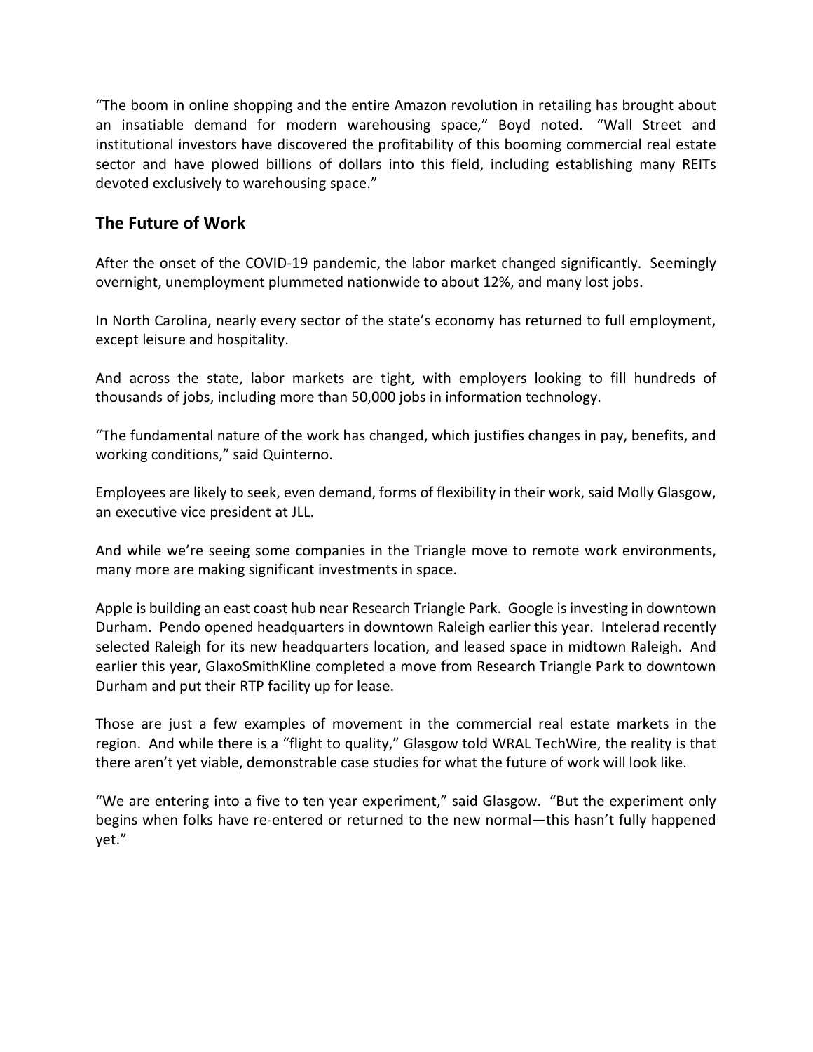"The boom in online shopping and the entire Amazon revolution in retailing has brought about an insatiable demand for modern warehousing space," Boyd noted. "Wall Street and institutional investors have discovered the profitability of this booming commercial real estate sector and have plowed billions of dollars into this field, including establishing many REITs devoted exclusively to warehousing space."

## The Future of Work

After the onset of the COVID-19 pandemic, the labor market changed significantly. Seemingly overnight, unemployment plummeted nationwide to about 12%, and many lost jobs.

In North Carolina, nearly every sector of the state's economy has returned to full employment, except leisure and hospitality.

And across the state, labor markets are tight, with employers looking to fill hundreds of thousands of jobs, including more than 50,000 jobs in information technology.

"The fundamental nature of the work has changed, which justifies changes in pay, benefits, and working conditions," said Quinterno.

Employees are likely to seek, even demand, forms of flexibility in their work, said Molly Glasgow, an executive vice president at JLL.

And while we're seeing some companies in the Triangle move to remote work environments, many more are making significant investments in space.

Apple is building an east coast hub near Research Triangle Park. Google is investing in downtown Durham. Pendo opened headquarters in downtown Raleigh earlier this year. Intelerad recently selected Raleigh for its new headquarters location, and leased space in midtown Raleigh. And earlier this year, GlaxoSmithKline completed a move from Research Triangle Park to downtown Durham and put their RTP facility up for lease.

Those are just a few examples of movement in the commercial real estate markets in the region. And while there is a "flight to quality," Glasgow told WRAL TechWire, the reality is that there aren't yet viable, demonstrable case studies for what the future of work will look like.

"We are entering into a five to ten year experiment," said Glasgow. "But the experiment only begins when folks have re-entered or returned to the new normal—this hasn't fully happened yet."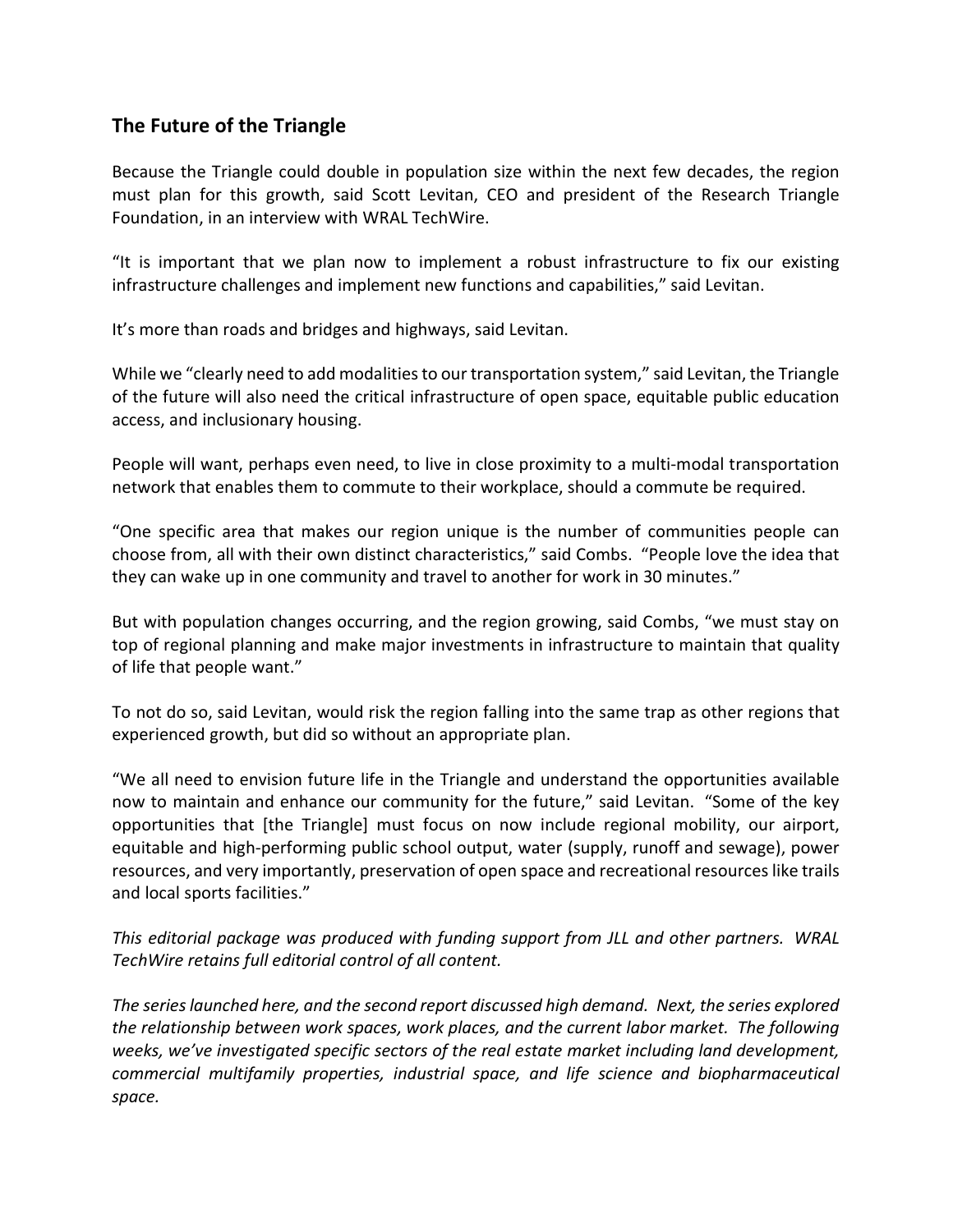## The Future of the Triangle

Because the Triangle could double in population size within the next few decades, the region must plan for this growth, said Scott Levitan, CEO and president of the Research Triangle Foundation, in an interview with WRAL TechWire.

"It is important that we plan now to implement a robust infrastructure to fix our existing infrastructure challenges and implement new functions and capabilities," said Levitan.

It's more than roads and bridges and highways, said Levitan.

While we "clearly need to add modalities to our transportation system," said Levitan, the Triangle of the future will also need the critical infrastructure of open space, equitable public education access, and inclusionary housing.

People will want, perhaps even need, to live in close proximity to a multi-modal transportation network that enables them to commute to their workplace, should a commute be required.

"One specific area that makes our region unique is the number of communities people can choose from, all with their own distinct characteristics," said Combs. "People love the idea that they can wake up in one community and travel to another for work in 30 minutes."

But with population changes occurring, and the region growing, said Combs, "we must stay on top of regional planning and make major investments in infrastructure to maintain that quality of life that people want."

To not do so, said Levitan, would risk the region falling into the same trap as other regions that experienced growth, but did so without an appropriate plan.

"We all need to envision future life in the Triangle and understand the opportunities available now to maintain and enhance our community for the future," said Levitan. "Some of the key opportunities that [the Triangle] must focus on now include regional mobility, our airport, equitable and high-performing public school output, water (supply, runoff and sewage), power resources, and very importantly, preservation of open space and recreational resources like trails and local sports facilities."

*This editorial package was produced with funding support from JLL and other partners. WRAL TechWire retains full editorial control of all content.*

*The series launched here, and the second report discussed high demand. Next, the series explored the relationship between work spaces, work places, and the current labor market. The following weeks, we've investigated specific sectors of the real estate market including land development, commercial multifamily properties, industrial space, and life science and biopharmaceutical space.*